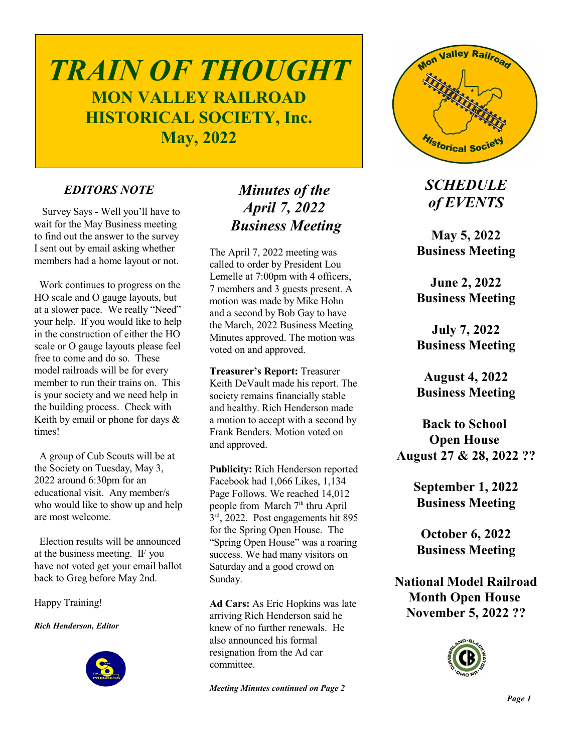# TRAIN OF THOUGHT

## MON VALLEY RAILROAD HISTORICAL SOCIETY, Inc.

## May, 2022

### *EDITORS NOTE*

Survey Says - Well you'll have to wait for the May Business meeting to find out the answer to the survey I sent out by email asking whether members had a home layout or not.

Work continues to progress on the HO scale and O gauge layouts, but at a slower pace. We really "Need" your help. If you would like to help in the construction of either the HO scale or O gauge layouts please feel free to come and do so. These model railroads will be for every member to run their trains on. This is your society and we need help in the building process. Check with Keith by email or phone for days & times!

A group of Cub Scouts will be at the Society on Tuesday, May 3, 2022 around 6:30pm for an educational visit. Any member/s who would like to show up and help are most welcome.

Election results will be announced at the business meeting. IF you have not voted get your email ballot back to Greg before May 2nd.

Happy Training!

***Rich Henderson, Editor***

### *Minutes of the April 7, 2022 Business Meeting*

The April 7, 2022 meeting was called to order by President Lou Lemelle at 7:00pm with 4 officers, 7 members and 3 guests present. A motion was made by Mike Hohn and a second by Bob Gay to have the March, 2022 Business Meeting Minutes approved. The motion was voted on and approved.

**Treasurer's Report:** Treasurer Keith DeVault made his report. The society remains financially stable and healthy. Rich Henderson made a motion to accept with a second by Frank Benders. Motion voted on and approved.

**Publicity:** Rich Henderson reported Facebook had 1,066 Likes, 1,134 Page Follows. We reached 14,012 people from March 7th thru April 3rd, 2022. Post engagements hit 895 for the Spring Open House. The "Spring Open House" was a roaring success. We had many visitors on Saturday and a good crowd on Sunday.

**Ad Cars:** As Eric Hopkins was late arriving Rich Henderson said he knew of no further renewals. He also announced his formal resignation from the Ad car committee.

***Meeting Minutes continued on Page 2***

### *SCHEDULE of EVENTS*

**May 5, 2022**
**Business Meeting**

**June 2, 2022**
**Business Meeting**

**July 7, 2022**
**Business Meeting**

**August 4, 2022**
**Business Meeting**

**Back to School Open House**
**August 27 & 28, 2022 ??**

**September 1, 2022**
**Business Meeting**

**October 6, 2022**
**Business Meeting**

**National Model Railroad Month Open House**
**November 5, 2022 ??**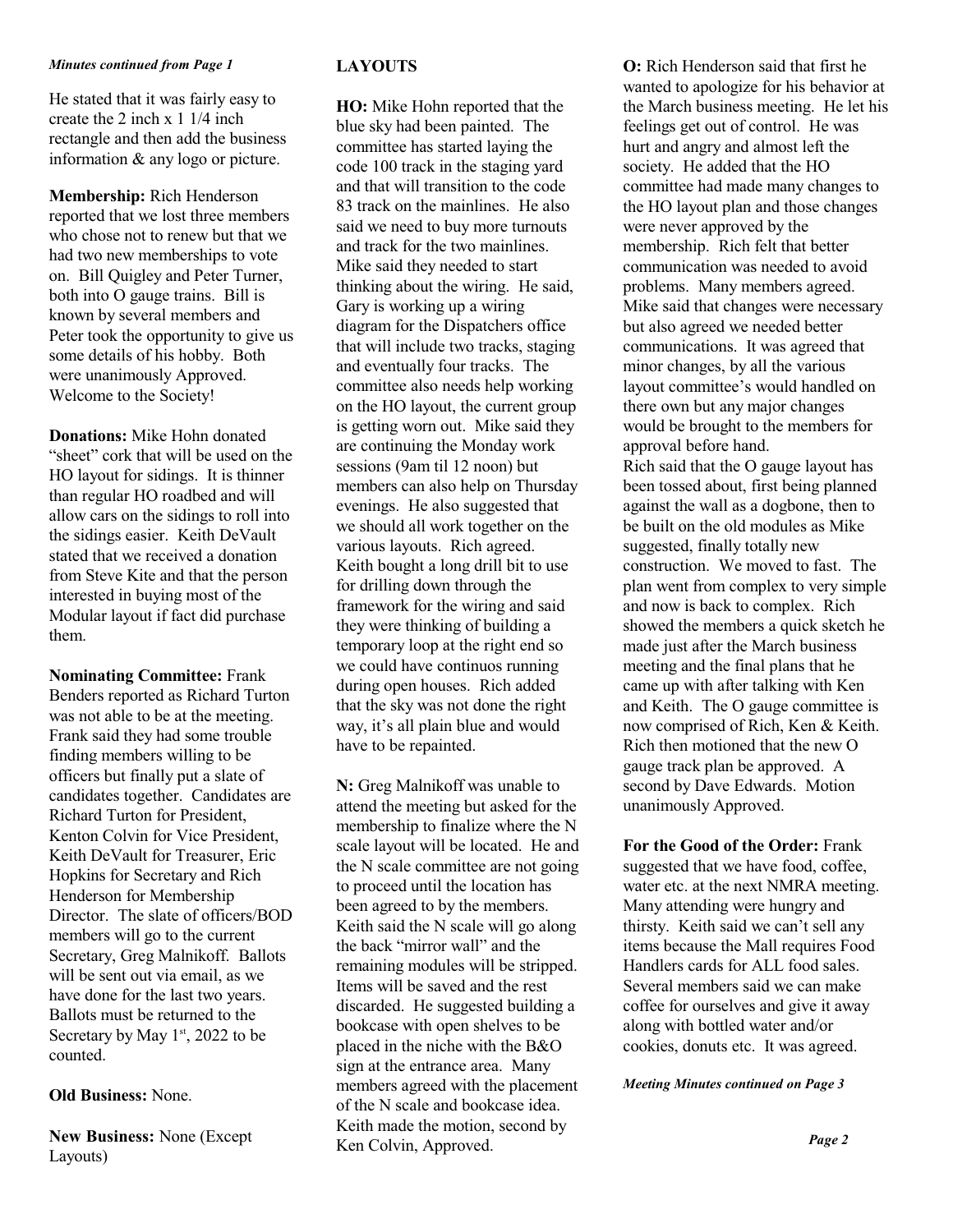*Minutes continued from Page 1*

He stated that it was fairly easy to create the 2 inch x 1 1/4 inch rectangle and then add the business information & any logo or picture.

**Membership:** Rich Henderson reported that we lost three members who chose not to renew but that we had two new memberships to vote on. Bill Quigley and Peter Turner, both into O gauge trains. Bill is known by several members and Peter took the opportunity to give us some details of his hobby. Both were unanimously Approved. Welcome to the Society!

**Donations:** Mike Hohn donated "sheet" cork that will be used on the HO layout for sidings. It is thinner than regular HO roadbed and will allow cars on the sidings to roll into the sidings easier. Keith DeVault stated that we received a donation from Steve Kite and that the person interested in buying most of the Modular layout if fact did purchase them.

**Nominating Committee:** Frank Benders reported as Richard Turton was not able to be at the meeting. Frank said they had some trouble finding members willing to be officers but finally put a slate of candidates together. Candidates are Richard Turton for President, Kenton Colvin for Vice President, Keith DeVault for Treasurer, Eric Hopkins for Secretary and Rich Henderson for Membership Director. The slate of officers/BOD members will go to the current Secretary, Greg Malnikoff. Ballots will be sent out via email, as we have done for the last two years. Ballots must be returned to the Secretary by May 1st, 2022 to be counted.

**Old Business:** None.

**New Business:** None (Except Layouts)

**LAYOUTS**

**HO:** Mike Hohn reported that the blue sky had been painted. The committee has started laying the code 100 track in the staging yard and that will transition to the code 83 track on the mainlines. He also said we need to buy more turnouts and track for the two mainlines. Mike said they needed to start thinking about the wiring. He said, Gary is working up a wiring diagram for the Dispatchers office that will include two tracks, staging and eventually four tracks. The committee also needs help working on the HO layout, the current group is getting worn out. Mike said they are continuing the Monday work sessions (9am til 12 noon) but members can also help on Thursday evenings. He also suggested that we should all work together on the various layouts. Rich agreed. Keith bought a long drill bit to use for drilling down through the framework for the wiring and said they were thinking of building a temporary loop at the right end so we could have continuos running during open houses. Rich added that the sky was not done the right way, it's all plain blue and would have to be repainted.

**N:** Greg Malnikoff was unable to attend the meeting but asked for the membership to finalize where the N scale layout will be located. He and the N scale committee are not going to proceed until the location has been agreed to by the members. Keith said the N scale will go along the back "mirror wall" and the remaining modules will be stripped. Items will be saved and the rest discarded. He suggested building a bookcase with open shelves to be placed in the niche with the B&O sign at the entrance area. Many members agreed with the placement of the N scale and bookcase idea. Keith made the motion, second by Ken Colvin, Approved.

**O:** Rich Henderson said that first he wanted to apologize for his behavior at the March business meeting. He let his feelings get out of control. He was hurt and angry and almost left the society. He added that the HO committee had made many changes to the HO layout plan and those changes were never approved by the membership. Rich felt that better communication was needed to avoid problems. Many members agreed. Mike said that changes were necessary but also agreed we needed better communications. It was agreed that minor changes, by all the various layout committee's would handled on there own but any major changes would be brought to the members for approval before hand.
Rich said that the O gauge layout has been tossed about, first being planned against the wall as a dogbone, then to be built on the old modules as Mike suggested, finally totally new construction. We moved to fast. The plan went from complex to very simple and now is back to complex. Rich showed the members a quick sketch he made just after the March business meeting and the final plans that he came up with after talking with Ken and Keith. The O gauge committee is now comprised of Rich, Ken & Keith. Rich then motioned that the new O gauge track plan be approved. A second by Dave Edwards. Motion unanimously Approved.

**For the Good of the Order:** Frank suggested that we have food, coffee, water etc. at the next NMRA meeting. Many attending were hungry and thirsty. Keith said we can't sell any items because the Mall requires Food Handlers cards for ALL food sales. Several members said we can make coffee for ourselves and give it away along with bottled water and/or cookies, donuts etc. It was agreed.

*Meeting Minutes continued on Page 3*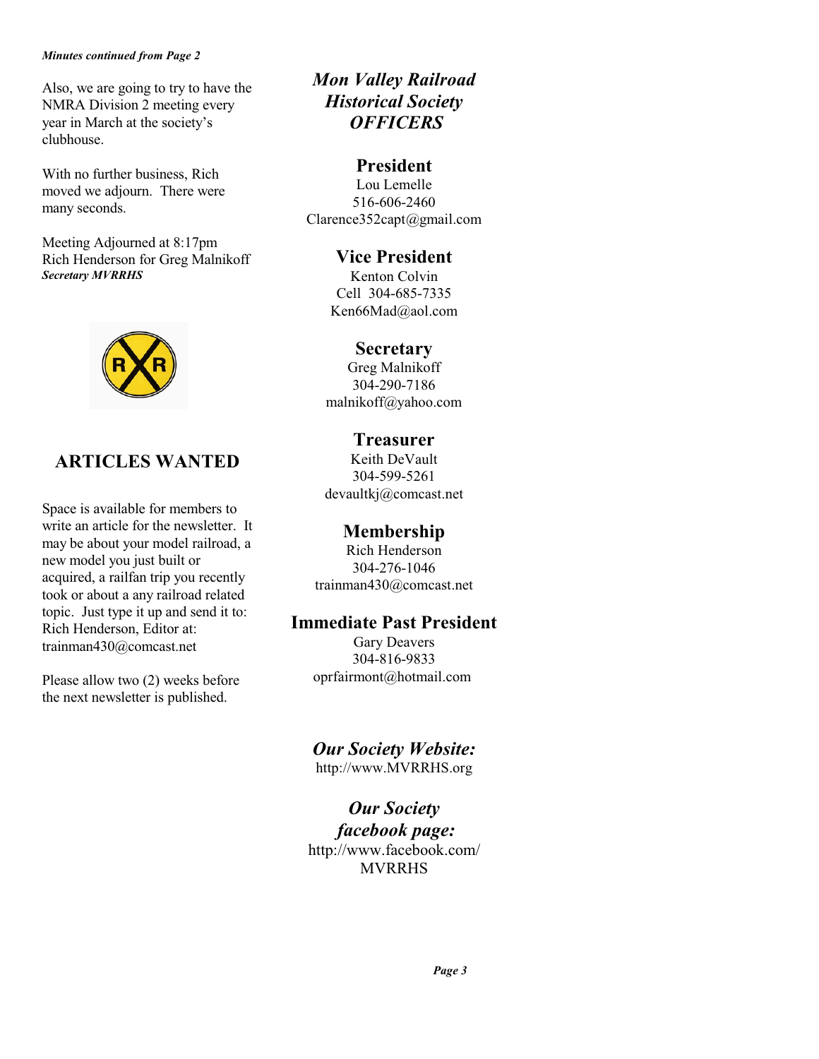***Minutes continued from Page 2***

Also, we are going to try to have the NMRA Division 2 meeting every year in March at the society's clubhouse.

With no further business, Rich moved we adjourn. There were many seconds.

Meeting Adjourned at 8:17pm
Rich Henderson for Greg Malnikoff
***Secretary MVRRHS***

## ARTICLES WANTED

Space is available for members to write an article for the newsletter. It may be about your model railroad, a new model you just built or acquired, a railfan trip you recently took or about a any railroad related topic. Just type it up and send it to: Rich Henderson, Editor at: trainman430@comcast.net

Please allow two (2) weeks before the next newsletter is published.

## *Mon Valley Railroad Historical Society OFFICERS*

### President
Lou Lemelle
516-606-2460
Clarence352capt@gmail.com

### Vice President
Kenton Colvin
Cell 304-685-7335
Ken66Mad@aol.com

### Secretary
Greg Malnikoff
304-290-7186
malnikoff@yahoo.com

### Treasurer
Keith DeVault
304-599-5261
devaultkj@comcast.net

### Membership
Rich Henderson
304-276-1046
trainman430@comcast.net

### Immediate Past President
Gary Deavers
304-816-9833
oprfairmont@hotmail.com

### *Our Society Website:*
http://www.MVRRHS.org

### *Our Society facebook page:*
http://www.facebook.com/MVRRHS